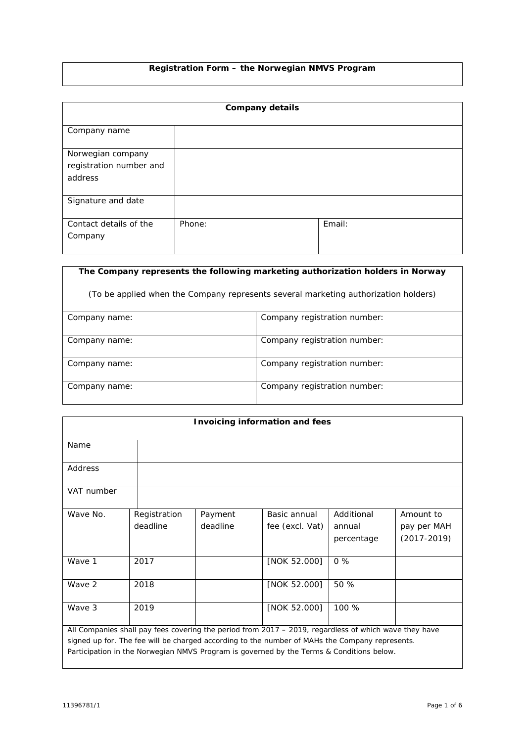# Registration Form – the Norwegian NMVS Program

| **Company details** | | |
|---|---|---|
| Company name | | |
| Norwegian company registration number and address | | |
| Signature and date | | |
| Contact details of the Company | Phone: | Email: |

| **The Company represents the following marketing authorization holders in Norway**<br><br>(To be applied when the Company represents several marketing authorization holders) | |
|---|---|
| Company name: | Company registration number: |
| Company name: | Company registration number: |
| Company name: | Company registration number: |
| Company name: | Company registration number: |

| **Invoicing information and fees** | | | | | |
|---|---|---|---|---|---|
| Name | | | | | |
| Address | | | | | |
| VAT number | | | | | |
| Wave No. | Registration deadline | Payment deadline | Basic annual fee (excl. Vat) | Additional annual percentage | Amount to pay per MAH (2017-2019) |
| Wave 1 | 2017 | | [NOK 52.000] | 0 % | |
| Wave 2 | 2018 | | [NOK 52.000] | 50 % | |
| Wave 3 | 2019 | | [NOK 52.000] | 100 % | |

*All Companies shall pay fees covering the period from 2017 – 2019, regardless of which wave they have signed up for. The fee will be charged according to the number of MAHs the Company represents. Participation in the Norwegian NMVS Program is governed by the Terms & Conditions below.*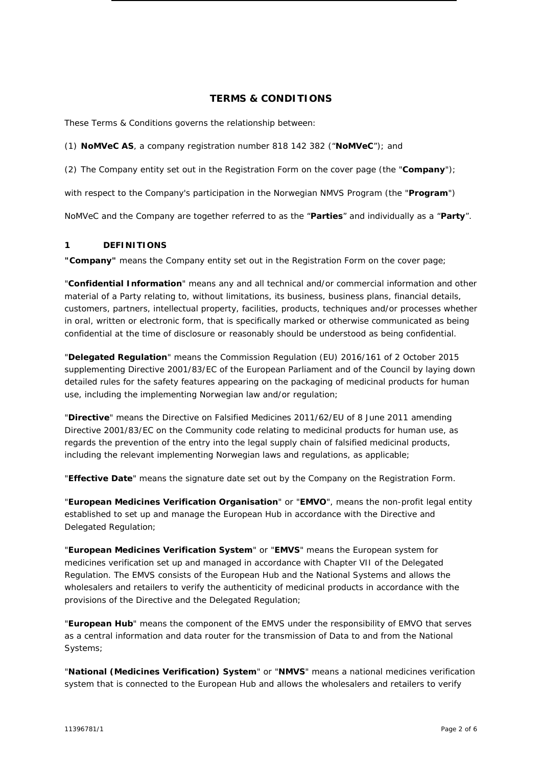# TERMS & CONDITIONS

These Terms & Conditions governs the relationship between:

(1) **NoMVeC AS**, a company registration number 818 142 382 (“**NoMVeC**”); and

(2) The Company entity set out in the Registration Form on the cover page (the "**Company**");

with respect to the Company's participation in the Norwegian NMVS Program (the "**Program**")

NoMVeC and the Company are together referred to as the “**Parties**” and individually as a “**Party**”.

## 1 DEFINITIONS

**"Company"** means the Company entity set out in the Registration Form on the cover page;

"**Confidential Information**" means any and all technical and/or commercial information and other material of a Party relating to, without limitations, its business, business plans, financial details, customers, partners, intellectual property, facilities, products, techniques and/or processes whether in oral, written or electronic form, that is specifically marked or otherwise communicated as being confidential at the time of disclosure or reasonably should be understood as being confidential.

"**Delegated Regulation**" means the Commission Regulation (EU) 2016/161 of 2 October 2015 supplementing Directive 2001/83/EC of the European Parliament and of the Council by laying down detailed rules for the safety features appearing on the packaging of medicinal products for human use, including the implementing Norwegian law and/or regulation;

"**Directive**" means the Directive on Falsified Medicines 2011/62/EU of 8 June 2011 amending Directive 2001/83/EC on the Community code relating to medicinal products for human use, as regards the prevention of the entry into the legal supply chain of falsified medicinal products, including the relevant implementing Norwegian laws and regulations, as applicable;

"**Effective Date**" means the signature date set out by the Company on the Registration Form.

"**European Medicines Verification Organisation**" or "**EMVO**", means the non-profit legal entity established to set up and manage the European Hub in accordance with the Directive and Delegated Regulation;

"**European Medicines Verification System**" or "**EMVS**" means the European system for medicines verification set up and managed in accordance with Chapter VII of the Delegated Regulation. The EMVS consists of the European Hub and the National Systems and allows the wholesalers and retailers to verify the authenticity of medicinal products in accordance with the provisions of the Directive and the Delegated Regulation;

"**European Hub**" means the component of the EMVS under the responsibility of EMVO that serves as a central information and data router for the transmission of Data to and from the National Systems;

"**National (Medicines Verification) System**" or "**NMVS**" means a national medicines verification system that is connected to the European Hub and allows the wholesalers and retailers to verify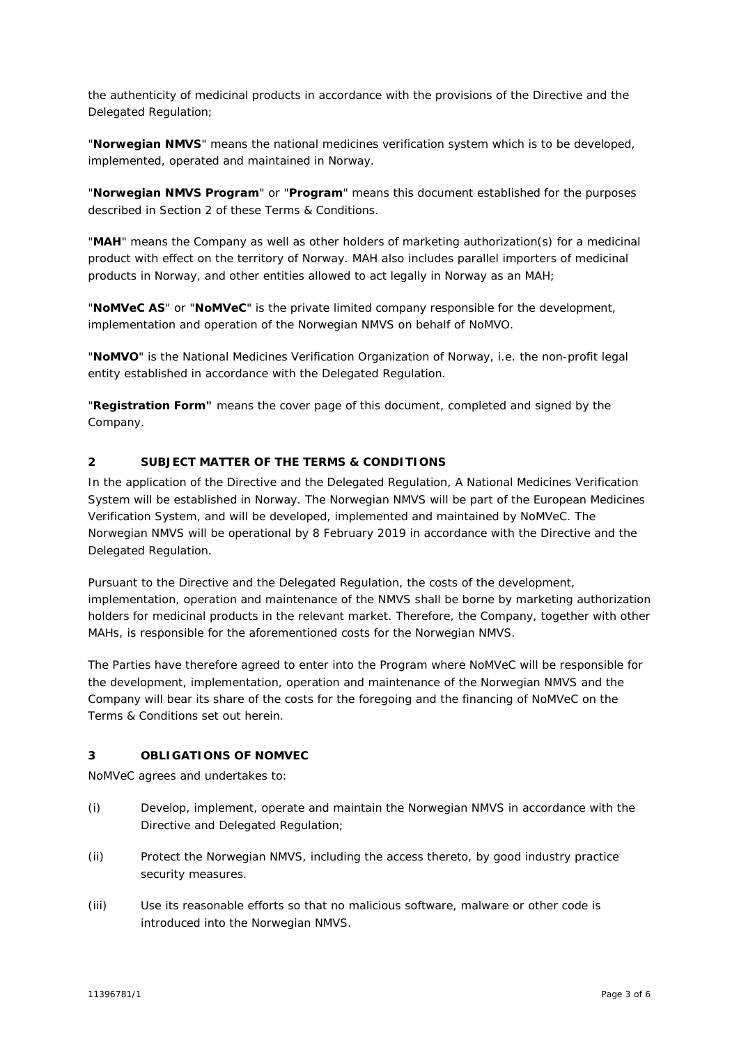the authenticity of medicinal products in accordance with the provisions of the Directive and the Delegated Regulation;

"**Norwegian NMVS**" means the national medicines verification system which is to be developed, implemented, operated and maintained in Norway.

"**Norwegian NMVS Program**" or "**Program**" means this document established for the purposes described in Section 2 of these Terms & Conditions.

"**MAH**" means the Company as well as other holders of marketing authorization(s) for a medicinal product with effect on the territory of Norway. MAH also includes parallel importers of medicinal products in Norway, and other entities allowed to act legally in Norway as an MAH;

"**NoMVeC AS**" or "**NoMVeC**" is the private limited company responsible for the development, implementation and operation of the Norwegian NMVS on behalf of NoMVO.

"**NoMVO**" is the National Medicines Verification Organization of Norway, i.e. the non-profit legal entity established in accordance with the Delegated Regulation.

"**Registration Form"** means the cover page of this document, completed and signed by the Company.

## 2 SUBJECT MATTER OF THE TERMS & CONDITIONS

In the application of the Directive and the Delegated Regulation, A National Medicines Verification System will be established in Norway. The Norwegian NMVS will be part of the European Medicines Verification System, and will be developed, implemented and maintained by NoMVeC. The Norwegian NMVS will be operational by 8 February 2019 in accordance with the Directive and the Delegated Regulation.

Pursuant to the Directive and the Delegated Regulation, the costs of the development, implementation, operation and maintenance of the NMVS shall be borne by marketing authorization holders for medicinal products in the relevant market. Therefore, the Company, together with other MAHs, is responsible for the aforementioned costs for the Norwegian NMVS.

The Parties have therefore agreed to enter into the Program where NoMVeC will be responsible for the development, implementation, operation and maintenance of the Norwegian NMVS and the Company will bear its share of the costs for the foregoing and the financing of NoMVeC on the Terms & Conditions set out herein.

## 3 OBLIGATIONS OF NOMVEC

NoMVeC agrees and undertakes to:

(i) Develop, implement, operate and maintain the Norwegian NMVS in accordance with the Directive and Delegated Regulation;

(ii) Protect the Norwegian NMVS, including the access thereto, by good industry practice security measures.

(iii) Use its reasonable efforts so that no malicious software, malware or other code is introduced into the Norwegian NMVS.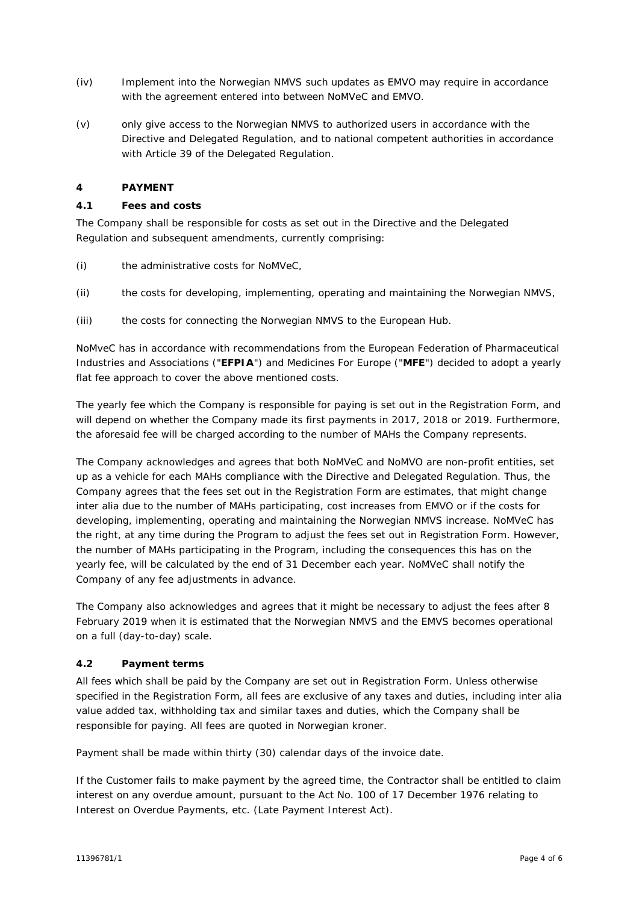(iv) Implement into the Norwegian NMVS such updates as EMVO may require in accordance with the agreement entered into between NoMVeC and EMVO.

(v) only give access to the Norwegian NMVS to authorized users in accordance with the Directive and Delegated Regulation, and to national competent authorities in accordance with Article 39 of the Delegated Regulation.

## 4 PAYMENT

### 4.1 Fees and costs

The Company shall be responsible for costs as set out in the Directive and the Delegated Regulation and subsequent amendments, currently comprising:

(i) the administrative costs for NoMVeC,

(ii) the costs for developing, implementing, operating and maintaining the Norwegian NMVS,

(iii) the costs for connecting the Norwegian NMVS to the European Hub.

NoMveC has in accordance with recommendations from the European Federation of Pharmaceutical Industries and Associations ("**EFPIA**") and Medicines For Europe ("**MFE**") decided to adopt a yearly flat fee approach to cover the above mentioned costs.

The yearly fee which the Company is responsible for paying is set out in the Registration Form, and will depend on whether the Company made its first payments in 2017, 2018 or 2019. Furthermore, the aforesaid fee will be charged according to the number of MAHs the Company represents.

The Company acknowledges and agrees that both NoMVeC and NoMVO are non-profit entities, set up as a vehicle for each MAHs compliance with the Directive and Delegated Regulation. Thus, the Company agrees that the fees set out in the Registration Form are estimates, that might change inter alia due to the number of MAHs participating, cost increases from EMVO or if the costs for developing, implementing, operating and maintaining the Norwegian NMVS increase. NoMVeC has the right, at any time during the Program to adjust the fees set out in Registration Form. However, the number of MAHs participating in the Program, including the consequences this has on the yearly fee, will be calculated by the end of 31 December each year. NoMVeC shall notify the Company of any fee adjustments in advance.

The Company also acknowledges and agrees that it might be necessary to adjust the fees after 8 February 2019 when it is estimated that the Norwegian NMVS and the EMVS becomes operational on a full (day-to-day) scale.

### 4.2 Payment terms

All fees which shall be paid by the Company are set out in Registration Form. Unless otherwise specified in the Registration Form, all fees are exclusive of any taxes and duties, including inter alia value added tax, withholding tax and similar taxes and duties, which the Company shall be responsible for paying. All fees are quoted in Norwegian kroner.

Payment shall be made within thirty (30) calendar days of the invoice date.

If the Customer fails to make payment by the agreed time, the Contractor shall be entitled to claim interest on any overdue amount, pursuant to the Act No. 100 of 17 December 1976 relating to Interest on Overdue Payments, etc. (Late Payment Interest Act).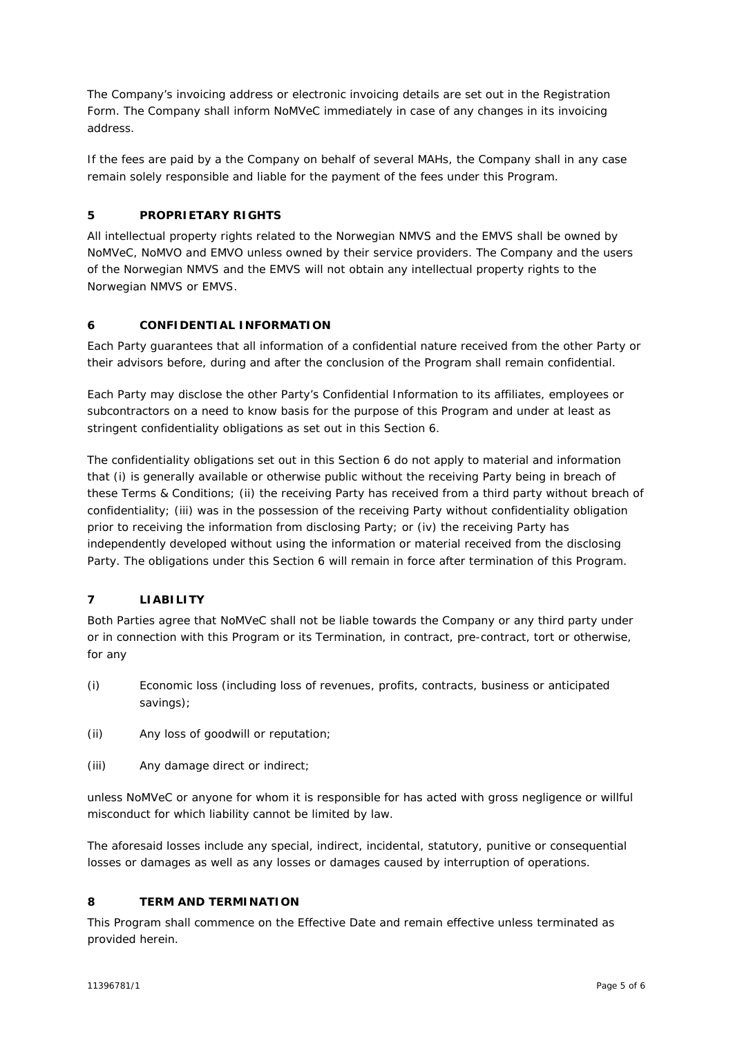The Company's invoicing address or electronic invoicing details are set out in the Registration Form. The Company shall inform NoMVeC immediately in case of any changes in its invoicing address.

If the fees are paid by a the Company on behalf of several MAHs, the Company shall in any case remain solely responsible and liable for the payment of the fees under this Program.

## 5 PROPRIETARY RIGHTS

All intellectual property rights related to the Norwegian NMVS and the EMVS shall be owned by NoMVeC, NoMVO and EMVO unless owned by their service providers. The Company and the users of the Norwegian NMVS and the EMVS will not obtain any intellectual property rights to the Norwegian NMVS or EMVS.

## 6 CONFIDENTIAL INFORMATION

Each Party guarantees that all information of a confidential nature received from the other Party or their advisors before, during and after the conclusion of the Program shall remain confidential.

Each Party may disclose the other Party's Confidential Information to its affiliates, employees or subcontractors on a need to know basis for the purpose of this Program and under at least as stringent confidentiality obligations as set out in this Section 6.

The confidentiality obligations set out in this Section 6 do not apply to material and information that (i) is generally available or otherwise public without the receiving Party being in breach of these Terms & Conditions; (ii) the receiving Party has received from a third party without breach of confidentiality; (iii) was in the possession of the receiving Party without confidentiality obligation prior to receiving the information from disclosing Party; or (iv) the receiving Party has independently developed without using the information or material received from the disclosing Party. The obligations under this Section 6 will remain in force after termination of this Program.

## 7 LIABILITY

Both Parties agree that NoMVeC shall not be liable towards the Company or any third party under or in connection with this Program or its Termination, in contract, pre-contract, tort or otherwise, for any

(i) Economic loss (including loss of revenues, profits, contracts, business or anticipated savings);

(ii) Any loss of goodwill or reputation;

(iii) Any damage direct or indirect;

unless NoMVeC or anyone for whom it is responsible for has acted with gross negligence or willful misconduct for which liability cannot be limited by law.

The aforesaid losses include any special, indirect, incidental, statutory, punitive or consequential losses or damages as well as any losses or damages caused by interruption of operations.

## 8 TERM AND TERMINATION

This Program shall commence on the Effective Date and remain effective unless terminated as provided herein.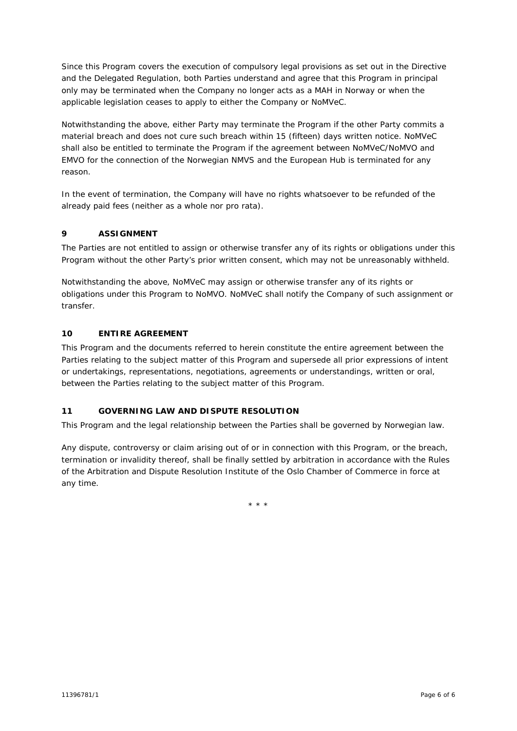Since this Program covers the execution of compulsory legal provisions as set out in the Directive and the Delegated Regulation, both Parties understand and agree that this Program in principal only may be terminated when the Company no longer acts as a MAH in Norway or when the applicable legislation ceases to apply to either the Company or NoMVeC.

Notwithstanding the above, either Party may terminate the Program if the other Party commits a material breach and does not cure such breach within 15 (fifteen) days written notice. NoMVeC shall also be entitled to terminate the Program if the agreement between NoMVeC/NoMVO and EMVO for the connection of the Norwegian NMVS and the European Hub is terminated for any reason.

In the event of termination, the Company will have no rights whatsoever to be refunded of the already paid fees (neither as a whole nor pro rata).

## 9 ASSIGNMENT

The Parties are not entitled to assign or otherwise transfer any of its rights or obligations under this Program without the other Party's prior written consent, which may not be unreasonably withheld.

Notwithstanding the above, NoMVeC may assign or otherwise transfer any of its rights or obligations under this Program to NoMVO. NoMVeC shall notify the Company of such assignment or transfer.

## 10 ENTIRE AGREEMENT

This Program and the documents referred to herein constitute the entire agreement between the Parties relating to the subject matter of this Program and supersede all prior expressions of intent or undertakings, representations, negotiations, agreements or understandings, written or oral, between the Parties relating to the subject matter of this Program.

## 11 GOVERNING LAW AND DISPUTE RESOLUTION

This Program and the legal relationship between the Parties shall be governed by Norwegian law.

Any dispute, controversy or claim arising out of or in connection with this Program, or the breach, termination or invalidity thereof, shall be finally settled by arbitration in accordance with the Rules of the Arbitration and Dispute Resolution Institute of the Oslo Chamber of Commerce in force at any time.

\* \* \*